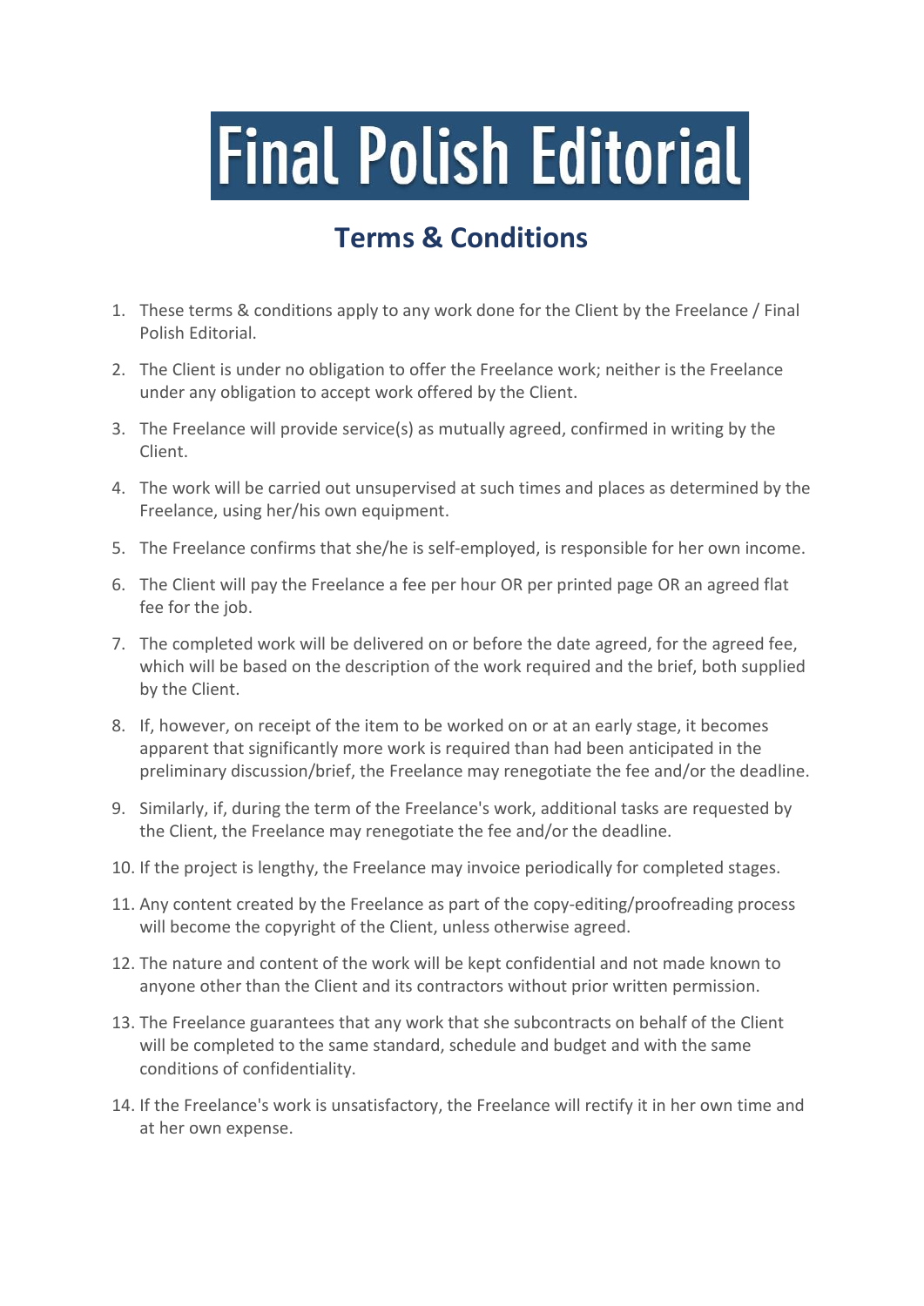# Final Polish Editorial

## Terms & Conditions

1. These terms & conditions apply to any work done for the Client by the Freelance / Final Polish Editorial.
2. The Client is under no obligation to offer the Freelance work; neither is the Freelance under any obligation to accept work offered by the Client.
3. The Freelance will provide service(s) as mutually agreed, confirmed in writing by the Client.
4. The work will be carried out unsupervised at such times and places as determined by the Freelance, using her/his own equipment.
5. The Freelance confirms that she/he is self-employed, is responsible for her own income.
6. The Client will pay the Freelance a fee per hour OR per printed page OR an agreed flat fee for the job.
7. The completed work will be delivered on or before the date agreed, for the agreed fee, which will be based on the description of the work required and the brief, both supplied by the Client.
8. If, however, on receipt of the item to be worked on or at an early stage, it becomes apparent that significantly more work is required than had been anticipated in the preliminary discussion/brief, the Freelance may renegotiate the fee and/or the deadline.
9. Similarly, if, during the term of the Freelance's work, additional tasks are requested by the Client, the Freelance may renegotiate the fee and/or the deadline.
10. If the project is lengthy, the Freelance may invoice periodically for completed stages.
11. Any content created by the Freelance as part of the copy-editing/proofreading process will become the copyright of the Client, unless otherwise agreed.
12. The nature and content of the work will be kept confidential and not made known to anyone other than the Client and its contractors without prior written permission.
13. The Freelance guarantees that any work that she subcontracts on behalf of the Client will be completed to the same standard, schedule and budget and with the same conditions of confidentiality.
14. If the Freelance's work is unsatisfactory, the Freelance will rectify it in her own time and at her own expense.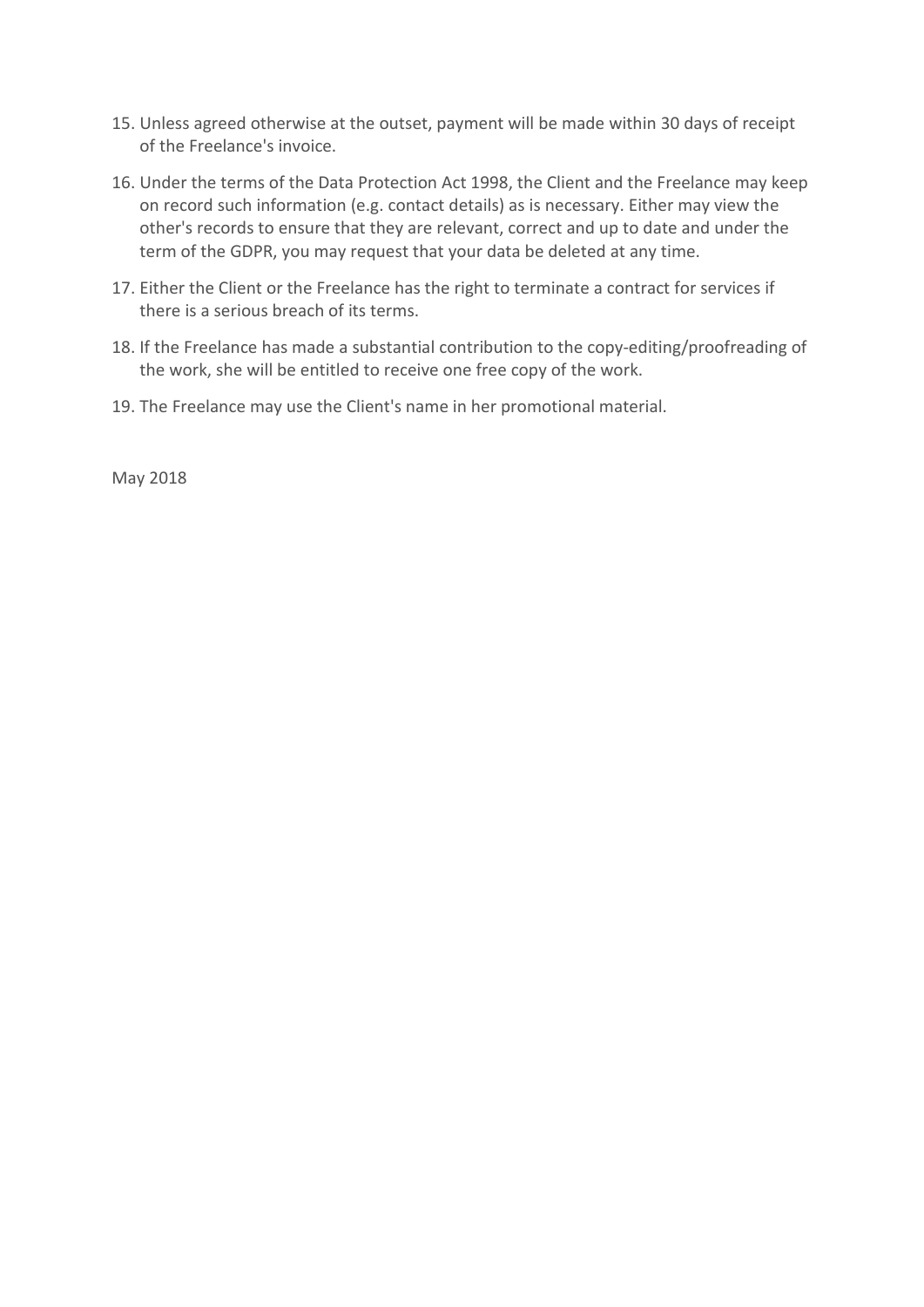15. Unless agreed otherwise at the outset, payment will be made within 30 days of receipt of the Freelance's invoice.
16. Under the terms of the Data Protection Act 1998, the Client and the Freelance may keep on record such information (e.g. contact details) as is necessary. Either may view the other's records to ensure that they are relevant, correct and up to date and under the term of the GDPR, you may request that your data be deleted at any time.
17. Either the Client or the Freelance has the right to terminate a contract for services if there is a serious breach of its terms.
18. If the Freelance has made a substantial contribution to the copy-editing/proofreading of the work, she will be entitled to receive one free copy of the work.
19. The Freelance may use the Client's name in her promotional material.

May 2018